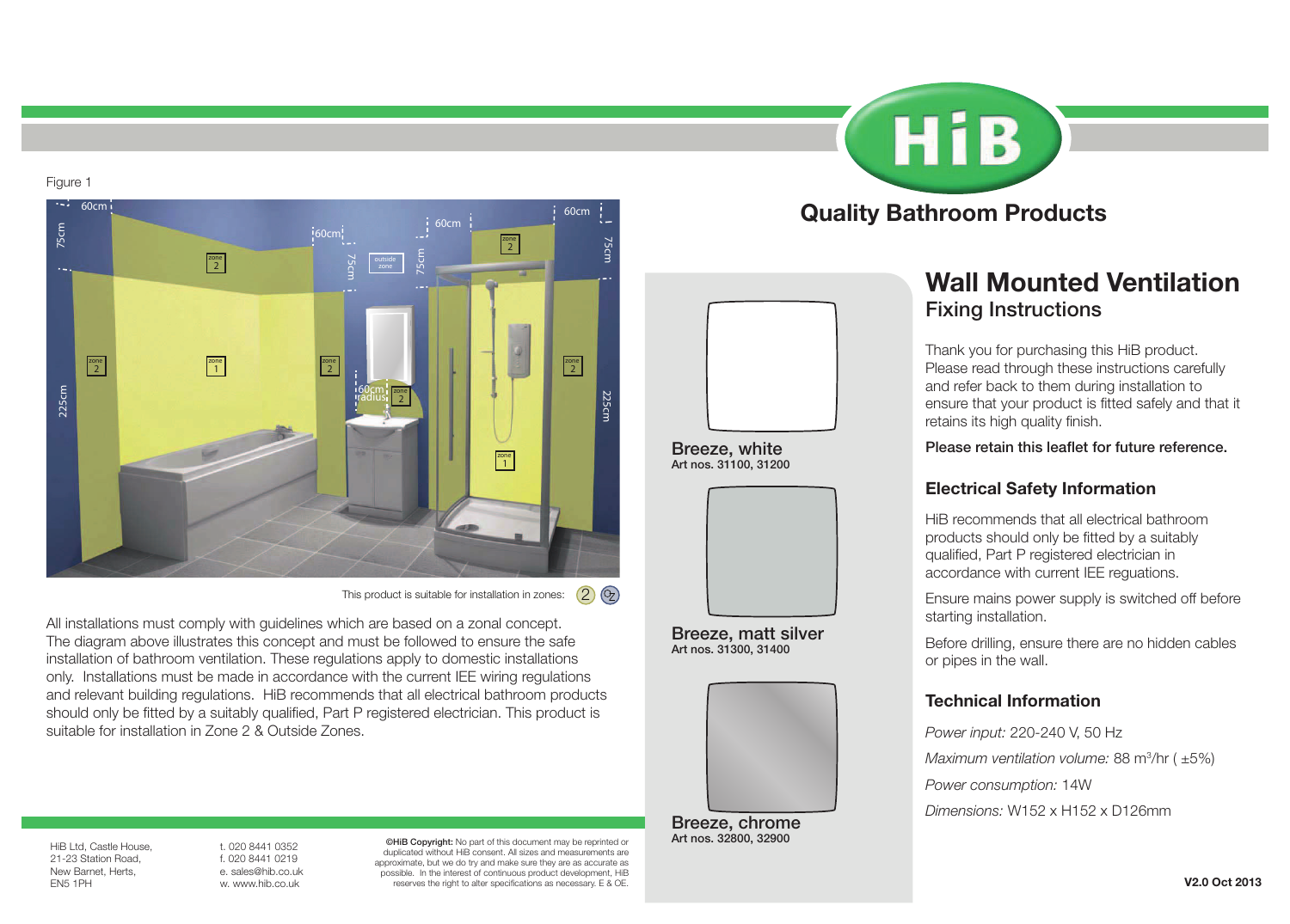Figure 1

This product is suitable for installation in zones: 2 OZ

All installations must comply with guidelines which are based on a zonal concept. The diagram above illustrates this concept and must be followed to ensure the safe installation of bathroom ventilation. These regulations apply to domestic installations only. Installations must be made in accordance with the current IEE wiring regulations and relevant building regulations. HiB recommends that all electrical bathroom products should only be fitted by a suitably qualified, Part P registered electrician. This product is suitable for installation in Zone 2 & Outside Zones.

HiB Ltd, Castle House,
21-23 Station Road,
New Barnet, Herts,
EN5 1PH

t. 020 8441 0352
f. 020 8441 0219
e. sales@hib.co.uk
w. www.hib.co.uk

**©HiB Copyright:** No part of this document may be reprinted or duplicated without HiB consent. All sizes and measurements are approximate, but we do try and make sure they are as accurate as possible. In the interest of continuous product development, HiB reserves the right to alter specifications as necessary. E & OE.

**Breeze, white**
**Art nos. 31100, 31200**

**Breeze, matt silver**
**Art nos. 31300, 31400**

**Breeze, chrome**
**Art nos. 32800, 32900**

**Quality Bathroom Products**

# Wall Mounted Ventilation

## Fixing Instructions

Thank you for purchasing this HiB product. Please read through these instructions carefully and refer back to them during installation to ensure that your product is fitted safely and that it retains its high quality finish.

**Please retain this leaflet for future reference.**

### Electrical Safety Information

HiB recommends that all electrical bathroom products should only be fitted by a suitably qualified, Part P registered electrician in accordance with current IEE reguations.

Ensure mains power supply is switched off before starting installation.

Before drilling, ensure there are no hidden cables or pipes in the wall.

### Technical Information

*Power input:* 220-240 V, 50 Hz

*Maximum ventilation volume:* 88 $m^3$/hr ( ±5%)

*Power consumption:* 14W

*Dimensions:* W152 x H152 x D126mm

**V2.0 Oct 2013**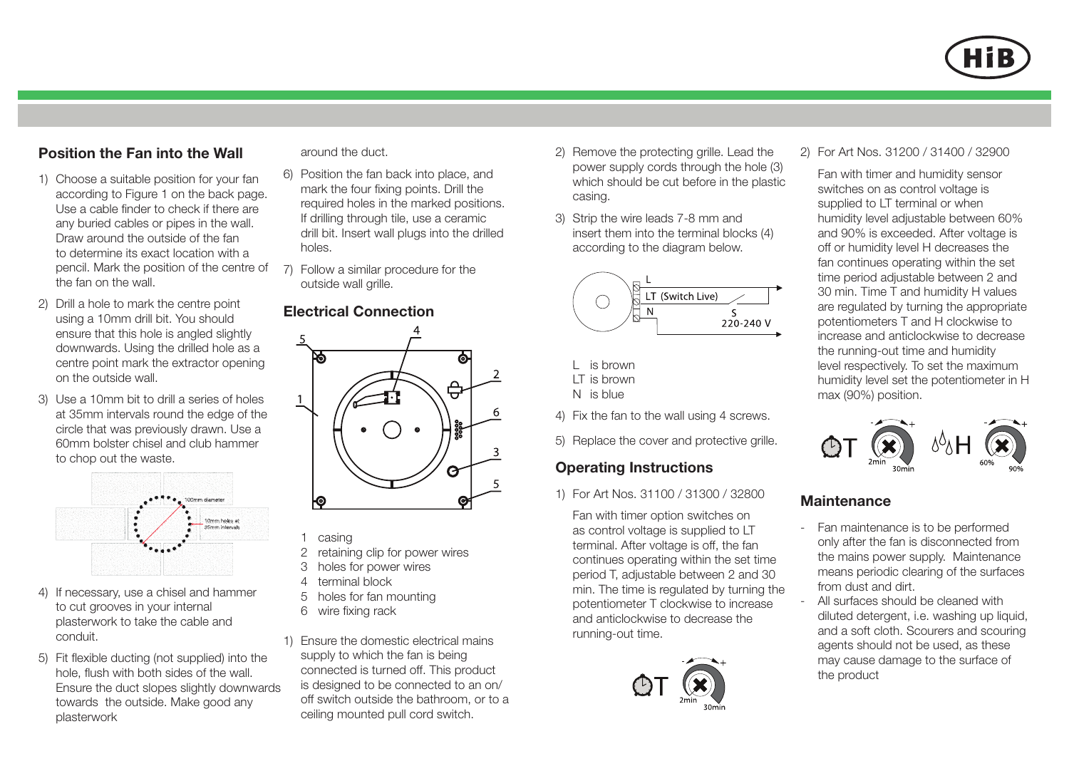## Position the Fan into the Wall

1) Choose a suitable position for your fan according to Figure 1 on the back page. Use a cable finder to check if there are any buried cables or pipes in the wall. Draw around the outside of the fan to determine its exact location with a pencil. Mark the position of the centre of the fan on the wall.
2) Drill a hole to mark the centre point using a 10mm drill bit. You should ensure that this hole is angled slightly downwards. Using the drilled hole as a centre point mark the extractor opening on the outside wall.
3) Use a 10mm bit to drill a series of holes at 35mm intervals round the edge of the circle that was previously drawn. Use a 60mm bolster chisel and club hammer to chop out the waste.

100mm diameter
10mm holes at 35mm intervals

4) If necessary, use a chisel and hammer to cut grooves in your internal plasterwork to take the cable and conduit.
5) Fit flexible ducting (not supplied) into the hole, flush with both sides of the wall. Ensure the duct slopes slightly downwards towards the outside. Make good any plasterwork around the duct.
6) Position the fan back into place, and mark the four fixing points. Drill the required holes in the marked positions. If drilling through tile, use a ceramic drill bit. Insert wall plugs into the drilled holes.
7) Follow a similar procedure for the outside wall grille.

## Electrical Connection

1 casing
2 retaining clip for power wires
3 holes for power wires
4 terminal block
5 holes for fan mounting
6 wire fixing rack

1) Ensure the domestic electrical mains supply to which the fan is being connected is turned off. This product is designed to be connected to an on/off switch outside the bathroom, or to a ceiling mounted pull cord switch.
2) Remove the protecting grille. Lead the power supply cords through the hole (3) which should be cut before in the plastic casing.
3) Strip the wire leads 7-8 mm and insert them into the terminal blocks (4) according to the diagram below.

L
LT (Switch Live)
N
S
220-240 V

L is brown
LT is brown
N is blue

4) Fix the fan to the wall using 4 screws.
5) Replace the cover and protective grille.

## Operating Instructions

1) For Art Nos. 31100 / 31300 / 32800

Fan with timer option switches on as control voltage is supplied to LT terminal. After voltage is off, the fan continues operating within the set time period T, adjustable between 2 and 30 min. The time is regulated by turning the potentiometer T clockwise to increase and anticlockwise to decrease the running-out time.

T
2min 30min

2) For Art Nos. 31200 / 31400 / 32900

Fan with timer and humidity sensor switches on as control voltage is supplied to LT terminal or when humidity level adjustable between 60% and 90% is exceeded. After voltage is off or humidity level H decreases the fan continues operating within the set time period adjustable between 2 and 30 min. Time T and humidity H values are regulated by turning the appropriate potentiometers T and H clockwise to increase and anticlockwise to decrease the running-out time and humidity level respectively. To set the maximum humidity level set the potentiometer in H max (90%) position.

T
2min 30min
H
60% 90%

## Maintenance

- Fan maintenance is to be performed only after the fan is disconnected from the mains power supply. Maintenance means periodic clearing of the surfaces from dust and dirt.
- All surfaces should be cleaned with diluted detergent, i.e. washing up liquid, and a soft cloth. Scourers and scouring agents should not be used, as these may cause damage to the surface of the product